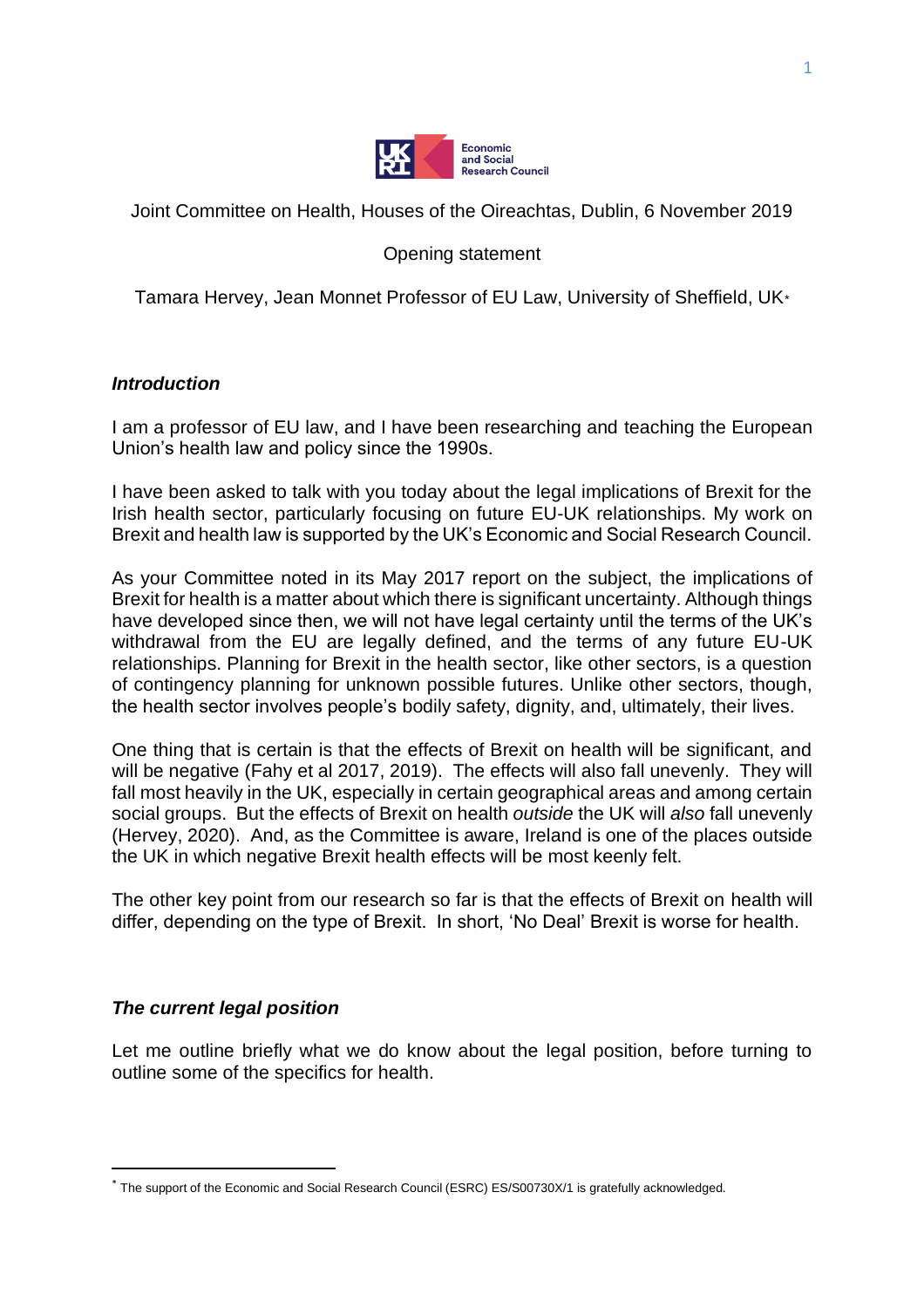Joint Committee on Health, Houses of the Oireachtas, Dublin, 6 November 2019

Opening statement

Tamara Hervey, Jean Monnet Professor of EU Law, University of Sheffield, UK*

### *Introduction*

I am a professor of EU law, and I have been researching and teaching the European Union's health law and policy since the 1990s.

I have been asked to talk with you today about the legal implications of Brexit for the Irish health sector, particularly focusing on future EU-UK relationships. My work on Brexit and health law is supported by the UK's Economic and Social Research Council.

As your Committee noted in its May 2017 report on the subject, the implications of Brexit for health is a matter about which there is significant uncertainty. Although things have developed since then, we will not have legal certainty until the terms of the UK's withdrawal from the EU are legally defined, and the terms of any future EU-UK relationships. Planning for Brexit in the health sector, like other sectors, is a question of contingency planning for unknown possible futures. Unlike other sectors, though, the health sector involves people's bodily safety, dignity, and, ultimately, their lives.

One thing that is certain is that the effects of Brexit on health will be significant, and will be negative (Fahy et al 2017, 2019). The effects will also fall unevenly. They will fall most heavily in the UK, especially in certain geographical areas and among certain social groups. But the effects of Brexit on health *outside* the UK will *also* fall unevenly (Hervey, 2020). And, as the Committee is aware, Ireland is one of the places outside the UK in which negative Brexit health effects will be most keenly felt.

The other key point from our research so far is that the effects of Brexit on health will differ, depending on the type of Brexit. In short, 'No Deal' Brexit is worse for health.

### *The current legal position*

Let me outline briefly what we do know about the legal position, before turning to outline some of the specifics for health.

---

* The support of the Economic and Social Research Council (ESRC) ES/S00730X/1 is gratefully acknowledged.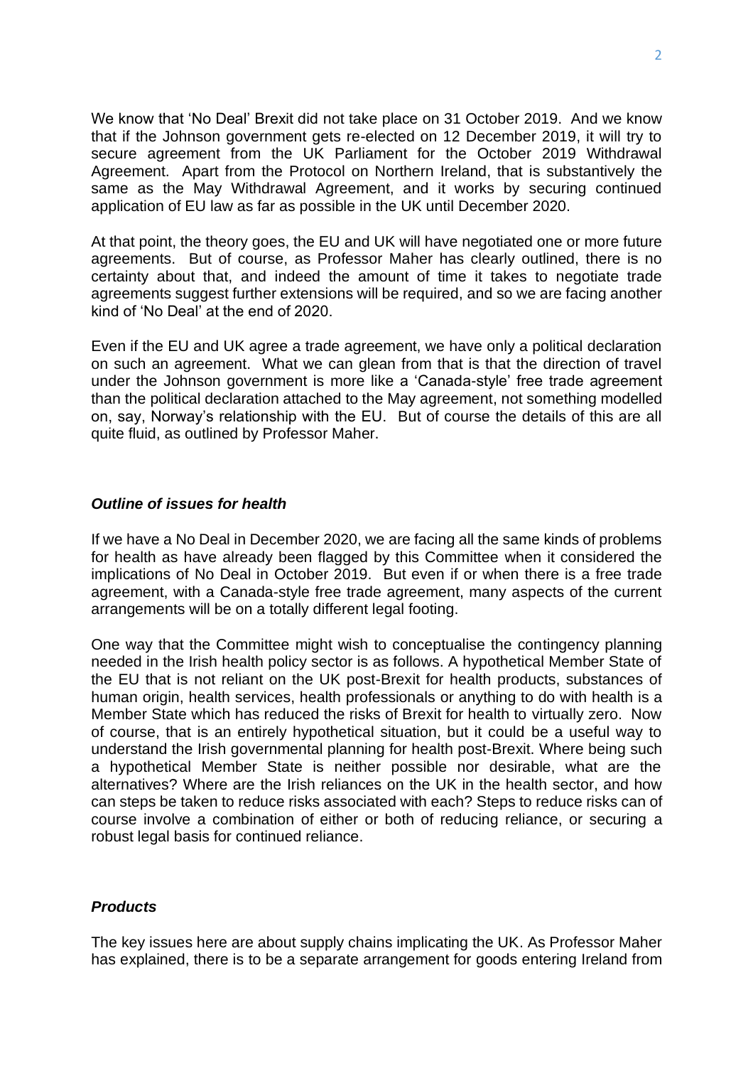We know that 'No Deal' Brexit did not take place on 31 October 2019. And we know that if the Johnson government gets re-elected on 12 December 2019, it will try to secure agreement from the UK Parliament for the October 2019 Withdrawal Agreement. Apart from the Protocol on Northern Ireland, that is substantively the same as the May Withdrawal Agreement, and it works by securing continued application of EU law as far as possible in the UK until December 2020.

At that point, the theory goes, the EU and UK will have negotiated one or more future agreements. But of course, as Professor Maher has clearly outlined, there is no certainty about that, and indeed the amount of time it takes to negotiate trade agreements suggest further extensions will be required, and so we are facing another kind of 'No Deal' at the end of 2020.

Even if the EU and UK agree a trade agreement, we have only a political declaration on such an agreement. What we can glean from that is that the direction of travel under the Johnson government is more like a 'Canada-style' free trade agreement than the political declaration attached to the May agreement, not something modelled on, say, Norway's relationship with the EU. But of course the details of this are all quite fluid, as outlined by Professor Maher.

### *Outline of issues for health*

If we have a No Deal in December 2020, we are facing all the same kinds of problems for health as have already been flagged by this Committee when it considered the implications of No Deal in October 2019. But even if or when there is a free trade agreement, with a Canada-style free trade agreement, many aspects of the current arrangements will be on a totally different legal footing.

One way that the Committee might wish to conceptualise the contingency planning needed in the Irish health policy sector is as follows. A hypothetical Member State of the EU that is not reliant on the UK post-Brexit for health products, substances of human origin, health services, health professionals or anything to do with health is a Member State which has reduced the risks of Brexit for health to virtually zero. Now of course, that is an entirely hypothetical situation, but it could be a useful way to understand the Irish governmental planning for health post-Brexit. Where being such a hypothetical Member State is neither possible nor desirable, what are the alternatives? Where are the Irish reliances on the UK in the health sector, and how can steps be taken to reduce risks associated with each? Steps to reduce risks can of course involve a combination of either or both of reducing reliance, or securing a robust legal basis for continued reliance.

### *Products*

The key issues here are about supply chains implicating the UK. As Professor Maher has explained, there is to be a separate arrangement for goods entering Ireland from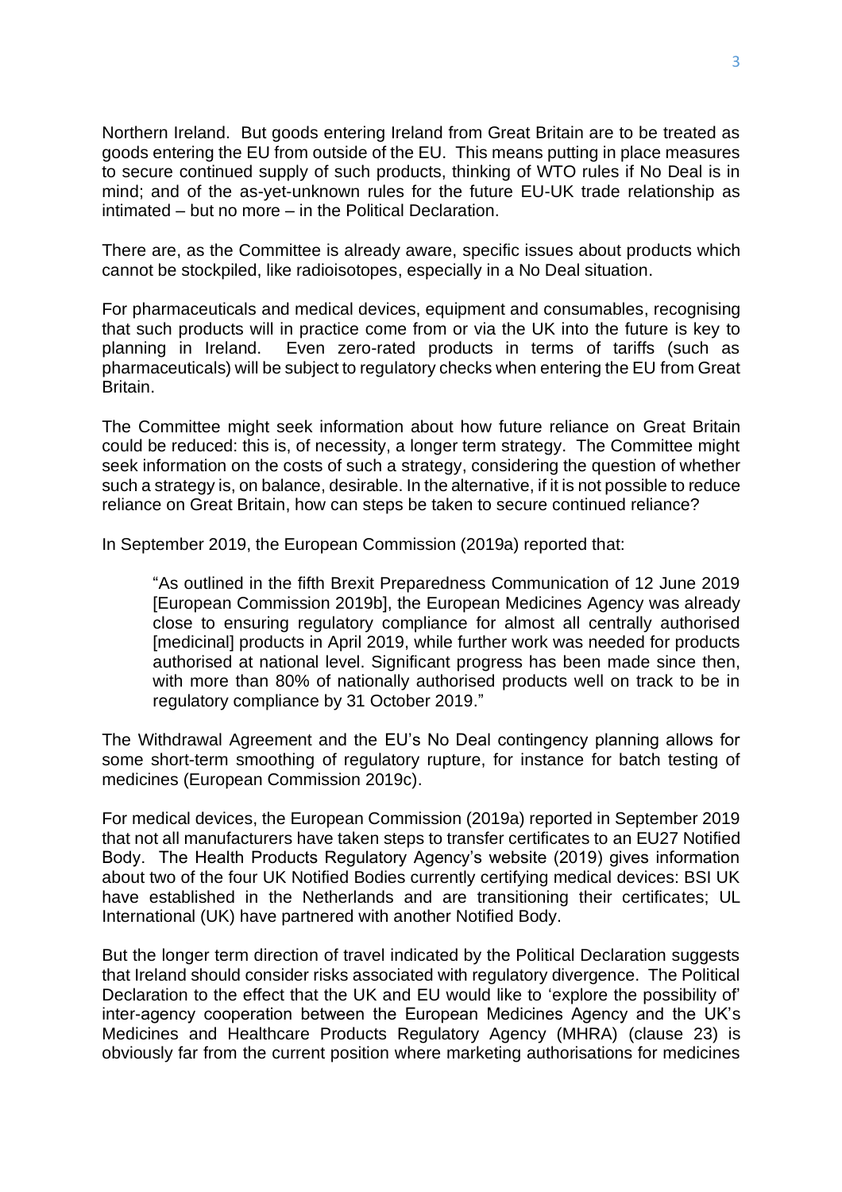Northern Ireland. But goods entering Ireland from Great Britain are to be treated as goods entering the EU from outside of the EU. This means putting in place measures to secure continued supply of such products, thinking of WTO rules if No Deal is in mind; and of the as-yet-unknown rules for the future EU-UK trade relationship as intimated – but no more – in the Political Declaration.

There are, as the Committee is already aware, specific issues about products which cannot be stockpiled, like radioisotopes, especially in a No Deal situation.

For pharmaceuticals and medical devices, equipment and consumables, recognising that such products will in practice come from or via the UK into the future is key to planning in Ireland. Even zero-rated products in terms of tariffs (such as pharmaceuticals) will be subject to regulatory checks when entering the EU from Great Britain.

The Committee might seek information about how future reliance on Great Britain could be reduced: this is, of necessity, a longer term strategy. The Committee might seek information on the costs of such a strategy, considering the question of whether such a strategy is, on balance, desirable. In the alternative, if it is not possible to reduce reliance on Great Britain, how can steps be taken to secure continued reliance?

In September 2019, the European Commission (2019a) reported that:

> "As outlined in the fifth Brexit Preparedness Communication of 12 June 2019 [European Commission 2019b], the European Medicines Agency was already close to ensuring regulatory compliance for almost all centrally authorised [medicinal] products in April 2019, while further work was needed for products authorised at national level. Significant progress has been made since then, with more than 80% of nationally authorised products well on track to be in regulatory compliance by 31 October 2019."

The Withdrawal Agreement and the EU's No Deal contingency planning allows for some short-term smoothing of regulatory rupture, for instance for batch testing of medicines (European Commission 2019c).

For medical devices, the European Commission (2019a) reported in September 2019 that not all manufacturers have taken steps to transfer certificates to an EU27 Notified Body. The Health Products Regulatory Agency's website (2019) gives information about two of the four UK Notified Bodies currently certifying medical devices: BSI UK have established in the Netherlands and are transitioning their certificates; UL International (UK) have partnered with another Notified Body.

But the longer term direction of travel indicated by the Political Declaration suggests that Ireland should consider risks associated with regulatory divergence. The Political Declaration to the effect that the UK and EU would like to 'explore the possibility of' inter-agency cooperation between the European Medicines Agency and the UK's Medicines and Healthcare Products Regulatory Agency (MHRA) (clause 23) is obviously far from the current position where marketing authorisations for medicines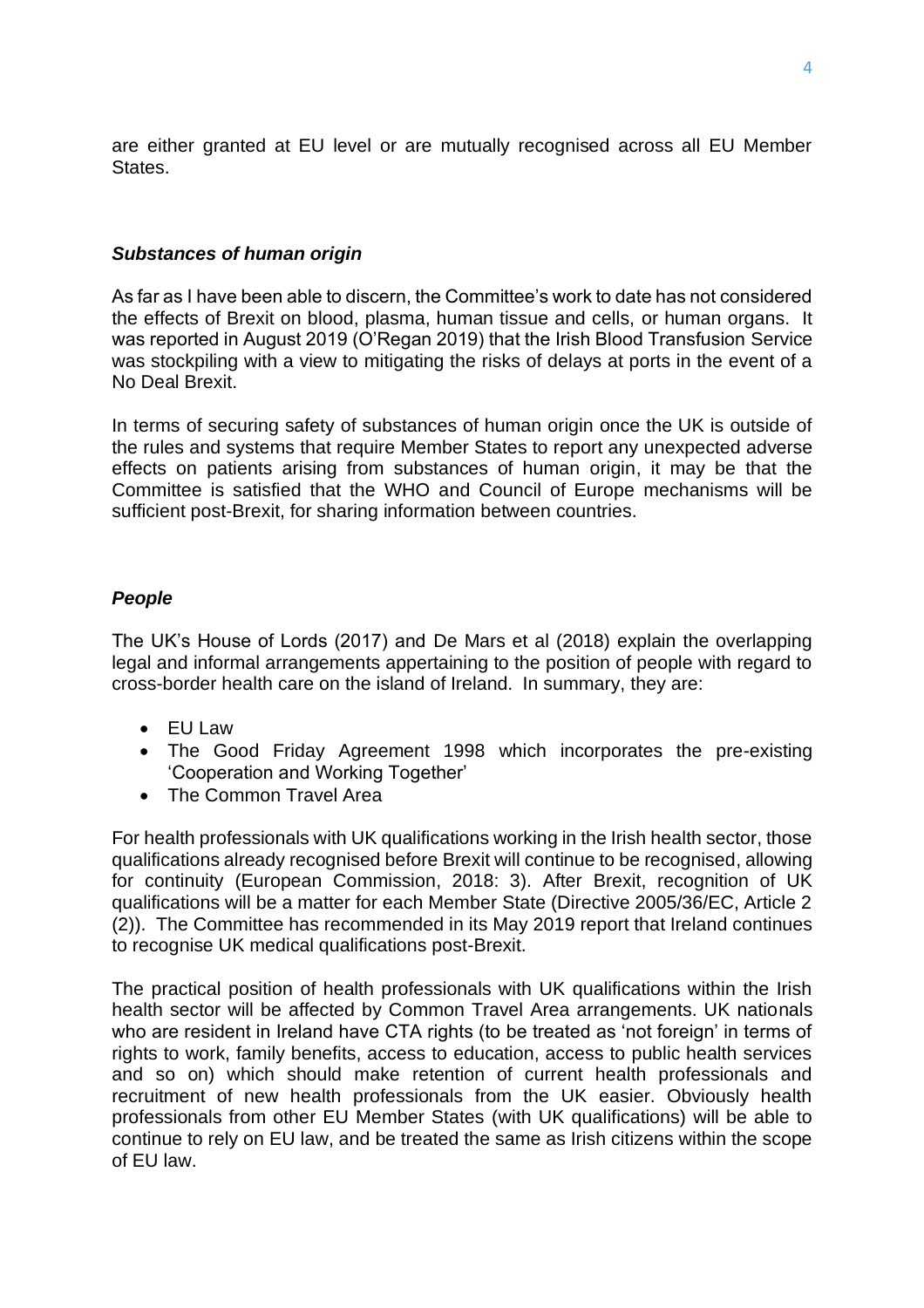are either granted at EU level or are mutually recognised across all EU Member States.

### ***Substances of human origin***

As far as I have been able to discern, the Committee's work to date has not considered the effects of Brexit on blood, plasma, human tissue and cells, or human organs. It was reported in August 2019 (O'Regan 2019) that the Irish Blood Transfusion Service was stockpiling with a view to mitigating the risks of delays at ports in the event of a No Deal Brexit.

In terms of securing safety of substances of human origin once the UK is outside of the rules and systems that require Member States to report any unexpected adverse effects on patients arising from substances of human origin, it may be that the Committee is satisfied that the WHO and Council of Europe mechanisms will be sufficient post-Brexit, for sharing information between countries.

### ***People***

The UK's House of Lords (2017) and De Mars et al (2018) explain the overlapping legal and informal arrangements appertaining to the position of people with regard to cross-border health care on the island of Ireland. In summary, they are:

- EU Law
- The Good Friday Agreement 1998 which incorporates the pre-existing 'Cooperation and Working Together'
- The Common Travel Area

For health professionals with UK qualifications working in the Irish health sector, those qualifications already recognised before Brexit will continue to be recognised, allowing for continuity (European Commission, 2018: 3). After Brexit, recognition of UK qualifications will be a matter for each Member State (Directive 2005/36/EC, Article 2 (2)). The Committee has recommended in its May 2019 report that Ireland continues to recognise UK medical qualifications post-Brexit.

The practical position of health professionals with UK qualifications within the Irish health sector will be affected by Common Travel Area arrangements. UK nationals who are resident in Ireland have CTA rights (to be treated as 'not foreign' in terms of rights to work, family benefits, access to education, access to public health services and so on) which should make retention of current health professionals and recruitment of new health professionals from the UK easier. Obviously health professionals from other EU Member States (with UK qualifications) will be able to continue to rely on EU law, and be treated the same as Irish citizens within the scope of EU law.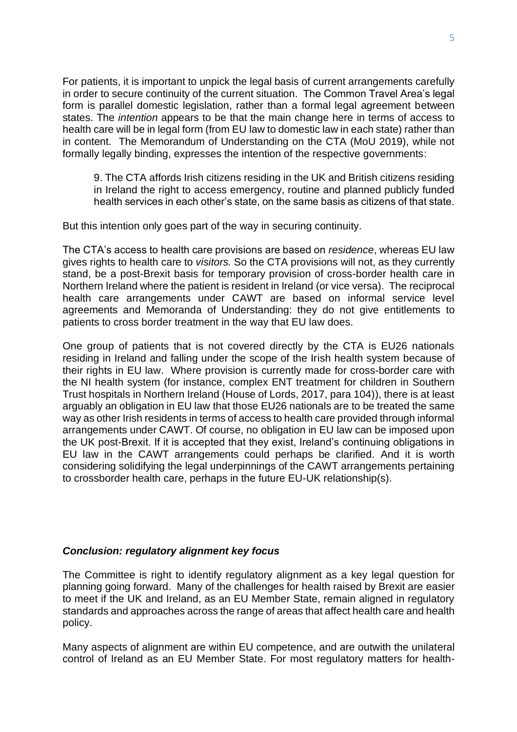For patients, it is important to unpick the legal basis of current arrangements carefully in order to secure continuity of the current situation. The Common Travel Area's legal form is parallel domestic legislation, rather than a formal legal agreement between states. The *intention* appears to be that the main change here in terms of access to health care will be in legal form (from EU law to domestic law in each state) rather than in content. The Memorandum of Understanding on the CTA (MoU 2019), while not formally legally binding, expresses the intention of the respective governments:

> 9. The CTA affords Irish citizens residing in the UK and British citizens residing in Ireland the right to access emergency, routine and planned publicly funded health services in each other's state, on the same basis as citizens of that state.

But this intention only goes part of the way in securing continuity.

The CTA's access to health care provisions are based on *residence*, whereas EU law gives rights to health care to *visitors.* So the CTA provisions will not, as they currently stand, be a post-Brexit basis for temporary provision of cross-border health care in Northern Ireland where the patient is resident in Ireland (or vice versa). The reciprocal health care arrangements under CAWT are based on informal service level agreements and Memoranda of Understanding: they do not give entitlements to patients to cross border treatment in the way that EU law does.

One group of patients that is not covered directly by the CTA is EU26 nationals residing in Ireland and falling under the scope of the Irish health system because of their rights in EU law. Where provision is currently made for cross-border care with the NI health system (for instance, complex ENT treatment for children in Southern Trust hospitals in Northern Ireland (House of Lords, 2017, para 104)), there is at least arguably an obligation in EU law that those EU26 nationals are to be treated the same way as other Irish residents in terms of access to health care provided through informal arrangements under CAWT. Of course, no obligation in EU law can be imposed upon the UK post-Brexit. If it is accepted that they exist, Ireland's continuing obligations in EU law in the CAWT arrangements could perhaps be clarified. And it is worth considering solidifying the legal underpinnings of the CAWT arrangements pertaining to crossborder health care, perhaps in the future EU-UK relationship(s).

### *Conclusion: regulatory alignment key focus*

The Committee is right to identify regulatory alignment as a key legal question for planning going forward. Many of the challenges for health raised by Brexit are easier to meet if the UK and Ireland, as an EU Member State, remain aligned in regulatory standards and approaches across the range of areas that affect health care and health policy.

Many aspects of alignment are within EU competence, and are outwith the unilateral control of Ireland as an EU Member State. For most regulatory matters for health-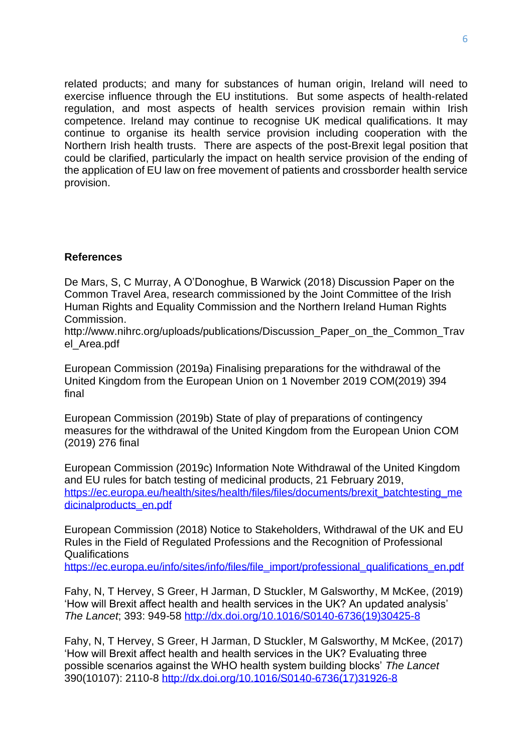related products; and many for substances of human origin, Ireland will need to exercise influence through the EU institutions. But some aspects of health-related regulation, and most aspects of health services provision remain within Irish competence. Ireland may continue to recognise UK medical qualifications. It may continue to organise its health service provision including cooperation with the Northern Irish health trusts. There are aspects of the post-Brexit legal position that could be clarified, particularly the impact on health service provision of the ending of the application of EU law on free movement of patients and crossborder health service provision.

**References**

De Mars, S, C Murray, A O'Donoghue, B Warwick (2018) Discussion Paper on the Common Travel Area, research commissioned by the Joint Committee of the Irish Human Rights and Equality Commission and the Northern Ireland Human Rights Commission.
http://www.nihrc.org/uploads/publications/Discussion_Paper_on_the_Common_Travel_Area.pdf

European Commission (2019a) Finalising preparations for the withdrawal of the United Kingdom from the European Union on 1 November 2019 COM(2019) 394 final

European Commission (2019b) State of play of preparations of contingency measures for the withdrawal of the United Kingdom from the European Union COM (2019) 276 final

European Commission (2019c) Information Note Withdrawal of the United Kingdom and EU rules for batch testing of medicinal products, 21 February 2019, https://ec.europa.eu/health/sites/health/files/files/documents/brexit_batchtesting_medicinalproducts_en.pdf

European Commission (2018) Notice to Stakeholders, Withdrawal of the UK and EU Rules in the Field of Regulated Professions and the Recognition of Professional Qualifications
https://ec.europa.eu/info/sites/info/files/file_import/professional_qualifications_en.pdf

Fahy, N, T Hervey, S Greer, H Jarman, D Stuckler, M Galsworthy, M McKee, (2019) 'How will Brexit affect health and health services in the UK? An updated analysis' *The Lancet*; 393: 949-58 http://dx.doi.org/10.1016/S0140-6736(19)30425-8

Fahy, N, T Hervey, S Greer, H Jarman, D Stuckler, M Galsworthy, M McKee, (2017) 'How will Brexit affect health and health services in the UK? Evaluating three possible scenarios against the WHO health system building blocks' *The Lancet* 390(10107): 2110-8 http://dx.doi.org/10.1016/S0140-6736(17)31926-8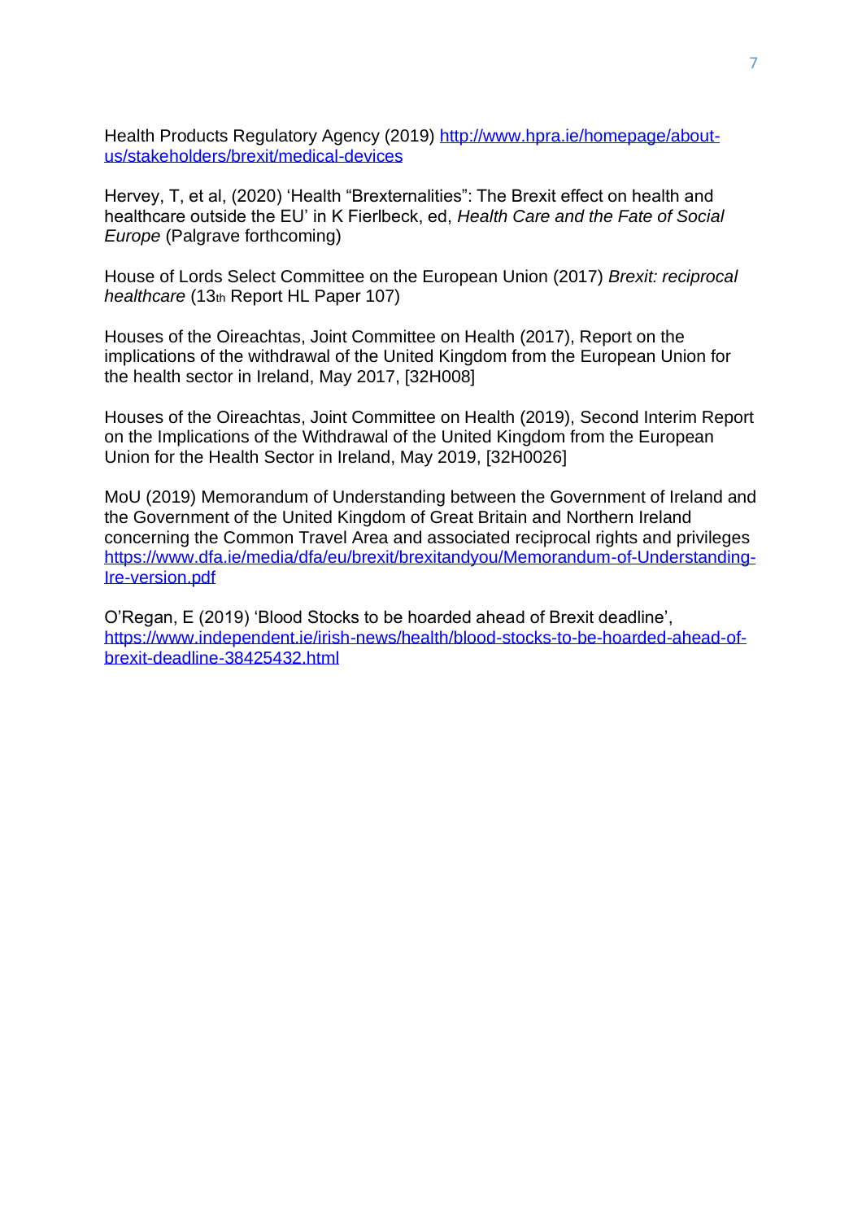Health Products Regulatory Agency (2019) [http://www.hpra.ie/homepage/about-us/stakeholders/brexit/medical-devices](http://www.hpra.ie/homepage/about-us/stakeholders/brexit/medical-devices)

Hervey, T, et al, (2020) 'Health "Brexternalities": The Brexit effect on health and healthcare outside the EU' in K Fierlbeck, ed, *Health Care and the Fate of Social Europe* (Palgrave forthcoming)

House of Lords Select Committee on the European Union (2017) *Brexit: reciprocal healthcare* (13th Report HL Paper 107)

Houses of the Oireachtas, Joint Committee on Health (2017), Report on the implications of the withdrawal of the United Kingdom from the European Union for the health sector in Ireland, May 2017, [32H008]

Houses of the Oireachtas, Joint Committee on Health (2019), Second Interim Report on the Implications of the Withdrawal of the United Kingdom from the European Union for the Health Sector in Ireland, May 2019, [32H0026]

MoU (2019) Memorandum of Understanding between the Government of Ireland and the Government of the United Kingdom of Great Britain and Northern Ireland concerning the Common Travel Area and associated reciprocal rights and privileges [https://www.dfa.ie/media/dfa/eu/brexit/brexitandyou/Memorandum-of-Understanding-Ire-version.pdf](https://www.dfa.ie/media/dfa/eu/brexit/brexitandyou/Memorandum-of-Understanding-Ire-version.pdf)

O'Regan, E (2019) 'Blood Stocks to be hoarded ahead of Brexit deadline', [https://www.independent.ie/irish-news/health/blood-stocks-to-be-hoarded-ahead-of-brexit-deadline-38425432.html](https://www.independent.ie/irish-news/health/blood-stocks-to-be-hoarded-ahead-of-brexit-deadline-38425432.html)